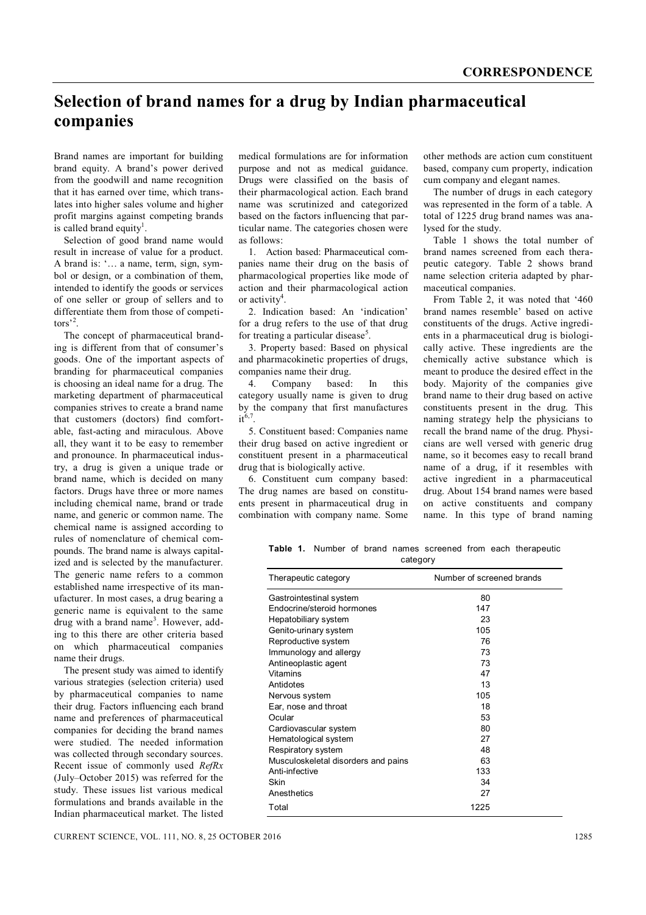## CORRESPONDENCE

# Selection of brand names for a drug by Indian pharmaceutical companies

Brand names are important for building brand equity. A brand's power derived from the goodwill and name recognition that it has earned over time, which translates into higher sales volume and higher profit margins against competing brands is called brand equity[1].

Selection of good brand name would result in increase of value for a product. A brand is: '… a name, term, sign, symbol or design, or a combination of them, intended to identify the goods or services of one seller or group of sellers and to differentiate them from those of competitors'[2].

The concept of pharmaceutical branding is different from that of consumer's goods. One of the important aspects of branding for pharmaceutical companies is choosing an ideal name for a drug. The marketing department of pharmaceutical companies strives to create a brand name that customers (doctors) find comfortable, fast-acting and miraculous. Above all, they want it to be easy to remember and pronounce. In pharmaceutical industry, a drug is given a unique trade or brand name, which is decided on many factors. Drugs have three or more names including chemical name, brand or trade name, and generic or common name. The chemical name is assigned according to rules of nomenclature of chemical compounds. The brand name is always capitalized and is selected by the manufacturer. The generic name refers to a common established name irrespective of its manufacturer. In most cases, a drug bearing a generic name is equivalent to the same drug with a brand name[3]. However, adding to this there are other criteria based on which pharmaceutical companies name their drugs.

The present study was aimed to identify various strategies (selection criteria) used by pharmaceutical companies to name their drug. Factors influencing each brand name and preferences of pharmaceutical companies for deciding the brand names were studied. The needed information was collected through secondary sources. Recent issue of commonly used *RefRx* (July–October 2015) was referred for the study. These issues list various medical formulations and brands available in the Indian pharmaceutical market. The listed medical formulations are for information purpose and not as medical guidance. Drugs were classified on the basis of their pharmacological action. Each brand name was scrutinized and categorized based on the factors influencing that particular name. The categories chosen were as follows:

1. Action based: Pharmaceutical companies name their drug on the basis of pharmacological properties like mode of action and their pharmacological action or activity[4].
2. Indication based: An 'indication' for a drug refers to the use of that drug for treating a particular disease[5].
3. Property based: Based on physical and pharmacokinetic properties of drugs, companies name their drug.
4. Company based: In this category usually name is given to drug by the company that first manufactures it[6,7].
5. Constituent based: Companies name their drug based on active ingredient or constituent present in a pharmaceutical drug that is biologically active.
6. Constituent cum company based: The drug names are based on constituents present in pharmaceutical drug in combination with company name. Some other methods are action cum constituent based, company cum property, indication cum company and elegant names.

The number of drugs in each category was represented in the form of a table. A total of 1225 drug brand names was analysed for the study.

Table 1 shows the total number of brand names screened from each therapeutic category. Table 2 shows brand name selection criteria adapted by pharmaceutical companies.

From Table 2, it was noted that '460 brand names resemble' based on active constituents of the drugs. Active ingredients in a pharmaceutical drug is biologically active. These ingredients are the chemically active substance which is meant to produce the desired effect in the body. Majority of the companies give brand name to their drug based on active constituents present in the drug. This naming strategy help the physicians to recall the brand name of the drug. Physicians are well versed with generic drug name, so it becomes easy to recall brand name of a drug, if it resembles with active ingredient in a pharmaceutical drug. About 154 brand names were based on active constituents and company name. In this type of brand naming

**Table 1.** Number of brand names screened from each therapeutic category

| Therapeutic category | Number of screened brands |
|---|---|
| Gastrointestinal system | 80 |
| Endocrine/steroid hormones | 147 |
| Hepatobiliary system | 23 |
| Genito-urinary system | 105 |
| Reproductive system | 76 |
| Immunology and allergy | 73 |
| Antineoplastic agent | 73 |
| Vitamins | 47 |
| Antidotes | 13 |
| Nervous system | 105 |
| Ear, nose and throat | 18 |
| Ocular | 53 |
| Cardiovascular system | 80 |
| Hematological system | 27 |
| Respiratory system | 48 |
| Musculoskeletal disorders and pains | 63 |
| Anti-infective | 133 |
| Skin | 34 |
| Anesthetics | 27 |
| Total | 1225 |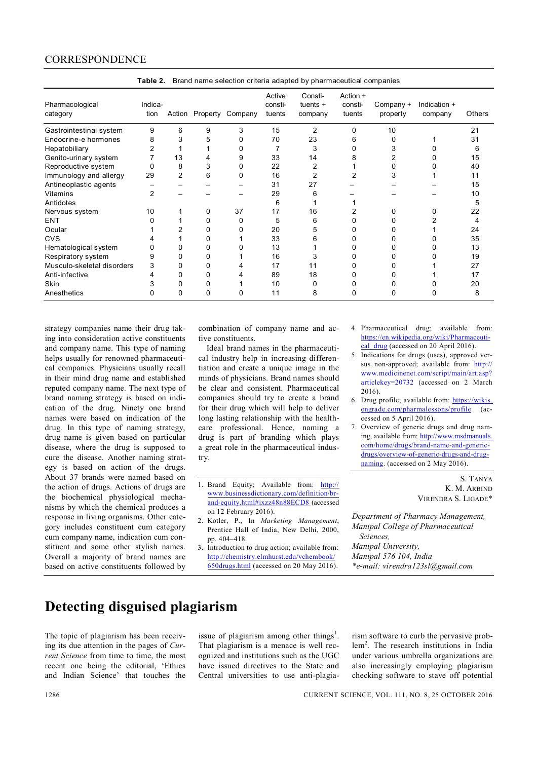**Table 2.** Brand name selection criteria adapted by pharmaceutical companies

| Pharmacological category | Indication | Action | Property | Company | Active constituents | Constituents + company | Action + constituents | Company + property | Indication + company | Others |
|---|---|---|---|---|---|---|---|---|---|---|
| Gastrointestinal system | 9 | 6 | 9 | 3 | 15 | 2 | 0 | 10 | | 21 |
| Endocrine-e hormones | 8 | 3 | 5 | 0 | 70 | 23 | 6 | 0 | 1 | 31 |
| Hepatobiliary | 2 | 1 | 1 | 0 | 7 | 3 | 0 | 3 | 0 | 6 |
| Genito-urinary system | 7 | 13 | 4 | 9 | 33 | 14 | 8 | 2 | 0 | 15 |
| Reproductive system | 0 | 8 | 3 | 0 | 22 | 2 | 1 | 0 | 0 | 40 |
| Immunology and allergy | 29 | 2 | 6 | 0 | 16 | 2 | 2 | 3 | 1 | 11 |
| Antineoplastic agents | – | – | – | – | 31 | 27 | – | – | – | 15 |
| Vitamins | 2 | – | – | – | 29 | 6 | – | – | – | 10 |
| Antidotes | | | | | 6 | 1 | 1 | | | 5 |
| Nervous system | 10 | 1 | 0 | 37 | 17 | 16 | 2 | 0 | 0 | 22 |
| ENT | 0 | 1 | 0 | 0 | 5 | 6 | 0 | 0 | 2 | 4 |
| Ocular | 1 | 2 | 0 | 0 | 20 | 5 | 0 | 0 | 1 | 24 |
| CVS | 4 | 1 | 0 | 1 | 33 | 6 | 0 | 0 | 0 | 35 |
| Hematological system | 0 | 0 | 0 | 0 | 13 | 1 | 0 | 0 | 0 | 13 |
| Respiratory system | 9 | 0 | 0 | 1 | 16 | 3 | 0 | 0 | 0 | 19 |
| Musculo-skeletal disorders | 3 | 0 | 0 | 4 | 17 | 11 | 0 | 0 | 1 | 27 |
| Anti-infective | 4 | 0 | 0 | 4 | 89 | 18 | 0 | 0 | 1 | 17 |
| Skin | 3 | 0 | 0 | 1 | 10 | 0 | 0 | 0 | 0 | 20 |
| Anesthetics | 0 | 0 | 0 | 0 | 11 | 8 | 0 | 0 | 0 | 8 |

strategy companies name their drug taking into consideration active constituents and company name. This type of naming helps usually for renowned pharmaceutical companies. Physicians usually recall in their mind drug name and established reputed company name. The next type of brand naming strategy is based on indication of the drug. Ninety one brand names were based on indication of the drug. In this type of naming strategy, drug name is given based on particular disease, where the drug is supposed to cure the disease. Another naming strategy is based on action of the drugs. About 37 brands were named based on the action of drugs. Actions of drugs are the biochemical physiological mechanisms by which the chemical produces a response in living organisms. Other category includes constituent cum category cum company name, indication cum constituent and some other stylish names. Overall a majority of brand names are based on active constituents followed by combination of company name and active constituents.

Ideal brand names in the pharmaceutical industry help in increasing differentiation and create a unique image in the minds of physicians. Brand names should be clear and consistent. Pharmaceutical companies should try to create a brand for their drug which will help to deliver long lasting relationship with the healthcare professional. Hence, naming a drug is part of branding which plays a great role in the pharmaceutical industry.

1. Brand Equity; Available from: http://www.businessdictionary.com/definition/brand-equity.html#ixzz48n88ECD8 (accessed on 12 February 2016).
2. Kotler, P., In *Marketing Management*, Prentice Hall of India, New Delhi, 2000, pp. 404–418.
3. Introduction to drug action; available from: http://chemistry.elmhurst.edu/vchembook/650drugs.html (accessed on 20 May 2016).
4. Pharmaceutical drug; available from: https://en.wikipedia.org/wiki/Pharmaceutical_drug (accessed on 20 April 2016).
5. Indications for drugs (uses), approved versus non-approved; available from: http://www.medicinenet.com/script/main/art.asp?articlekey=20732 (accessed on 2 March 2016).
6. Drug profile; available from: https://wikis.engrade.com/pharmalessons/profile (accessed on 5 April 2016).
7. Overview of generic drugs and drug naming, available from: http://www.msdmanuals.com/home/drugs/brand-name-and-generic-drugs/overview-of-generic-drugs-and-drug-naming. (accessed on 2 May 2016).

S. TANYA
K. M. ARBIND
VIRENDRA S. LIGADE*

*Department of Pharmacy Management, Manipal College of Pharmaceutical Sciences, Manipal University, Manipal 576 104, India*
*\*e-mail: virendra123sl@gmail.com*

# Detecting disguised plagiarism

The topic of plagiarism has been receiving its due attention in the pages of *Current Science* from time to time, the most recent one being the editorial, 'Ethics and Indian Science' that touches the issue of plagiarism among other things[1]. That plagiarism is a menace is well recognized and institutions such as the UGC have issued directives to the State and Central universities to use anti-plagiarism software to curb the pervasive problem[2]. The research institutions in India under various umbrella organizations are also increasingly employing plagiarism checking software to stave off potential